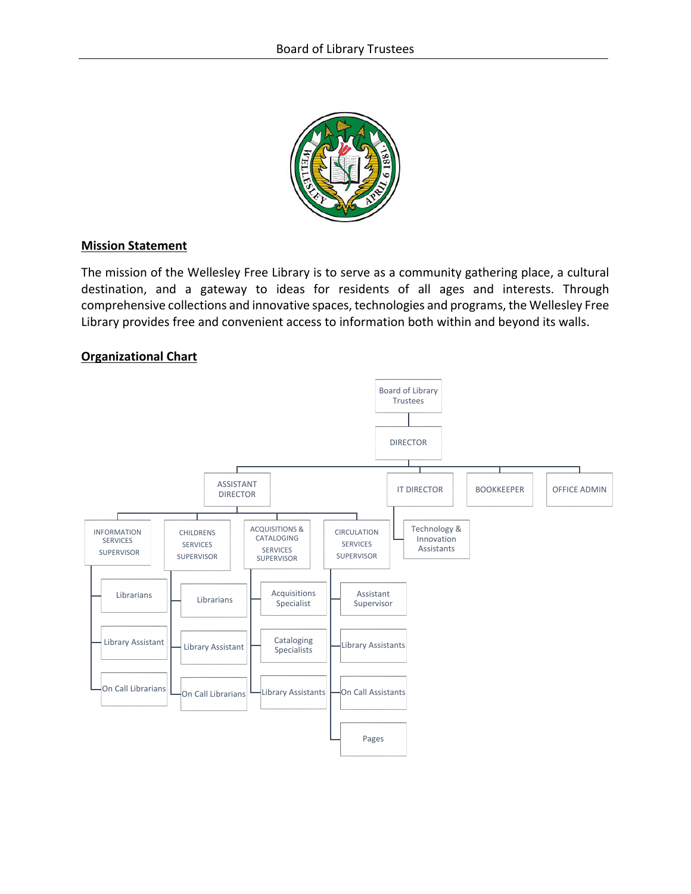## Mission Statement

The mission of the Wellesley Free Library is to serve as a community gathering place, a cultural destination, and a gateway to ideas for residents of all ages and interests. Through comprehensive collections and innovative spaces, technologies and programs, the Wellesley Free Library provides free and convenient access to information both within and beyond its walls.

## Organizational Chart

- Board of Library Trustees
  - DIRECTOR
    - ASSISTANT DIRECTOR
      - INFORMATION SERVICES SUPERVISOR
        - Librarians
        - Library Assistant
        - On Call Librarians
      - CHILDRENS SERVICES SUPERVISOR
        - Librarians
        - Library Assistant
        - On Call Librarians
      - ACQUISITIONS & CATALOGING SERVICES SUPERVISOR
        - Acquisitions Specialist
        - Cataloging Specialists
        - Library Assistants
      - CIRCULATION SERVICES SUPERVISOR
        - Assistant Supervisor
        - Library Assistants
        - On Call Assistants
        - Pages
    - IT DIRECTOR
      - Technology & Innovation Assistants
    - BOOKKEEPER
    - OFFICE ADMIN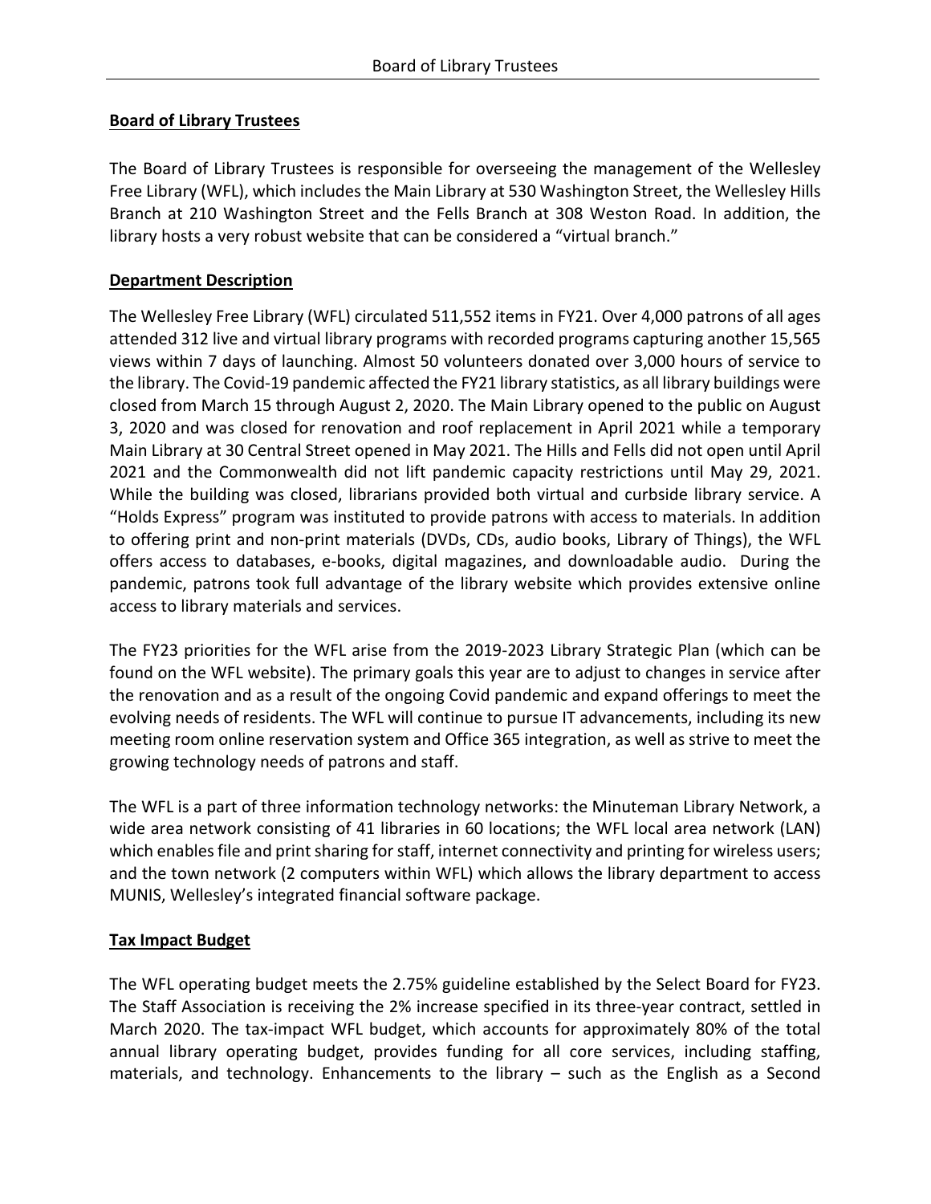## Board of Library Trustees

The Board of Library Trustees is responsible for overseeing the management of the Wellesley Free Library (WFL), which includes the Main Library at 530 Washington Street, the Wellesley Hills Branch at 210 Washington Street and the Fells Branch at 308 Weston Road. In addition, the library hosts a very robust website that can be considered a "virtual branch."

## Department Description

The Wellesley Free Library (WFL) circulated 511,552 items in FY21. Over 4,000 patrons of all ages attended 312 live and virtual library programs with recorded programs capturing another 15,565 views within 7 days of launching. Almost 50 volunteers donated over 3,000 hours of service to the library. The Covid-19 pandemic affected the FY21 library statistics, as all library buildings were closed from March 15 through August 2, 2020. The Main Library opened to the public on August 3, 2020 and was closed for renovation and roof replacement in April 2021 while a temporary Main Library at 30 Central Street opened in May 2021. The Hills and Fells did not open until April 2021 and the Commonwealth did not lift pandemic capacity restrictions until May 29, 2021. While the building was closed, librarians provided both virtual and curbside library service. A "Holds Express" program was instituted to provide patrons with access to materials. In addition to offering print and non-print materials (DVDs, CDs, audio books, Library of Things), the WFL offers access to databases, e-books, digital magazines, and downloadable audio. During the pandemic, patrons took full advantage of the library website which provides extensive online access to library materials and services.

The FY23 priorities for the WFL arise from the 2019-2023 Library Strategic Plan (which can be found on the WFL website). The primary goals this year are to adjust to changes in service after the renovation and as a result of the ongoing Covid pandemic and expand offerings to meet the evolving needs of residents. The WFL will continue to pursue IT advancements, including its new meeting room online reservation system and Office 365 integration, as well as strive to meet the growing technology needs of patrons and staff.

The WFL is a part of three information technology networks: the Minuteman Library Network, a wide area network consisting of 41 libraries in 60 locations; the WFL local area network (LAN) which enables file and print sharing for staff, internet connectivity and printing for wireless users; and the town network (2 computers within WFL) which allows the library department to access MUNIS, Wellesley's integrated financial software package.

## Tax Impact Budget

The WFL operating budget meets the 2.75% guideline established by the Select Board for FY23. The Staff Association is receiving the 2% increase specified in its three-year contract, settled in March 2020. The tax-impact WFL budget, which accounts for approximately 80% of the total annual library operating budget, provides funding for all core services, including staffing, materials, and technology. Enhancements to the library – such as the English as a Second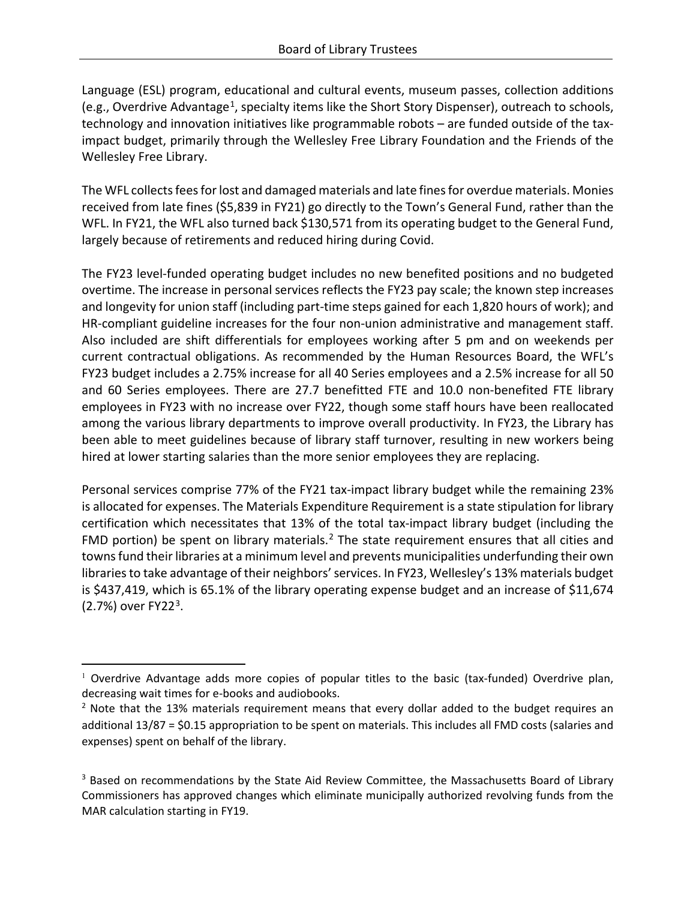Language (ESL) program, educational and cultural events, museum passes, collection additions (e.g., Overdrive Advantage[1], specialty items like the Short Story Dispenser), outreach to schools, technology and innovation initiatives like programmable robots – are funded outside of the tax-impact budget, primarily through the Wellesley Free Library Foundation and the Friends of the Wellesley Free Library.

The WFL collects fees for lost and damaged materials and late fines for overdue materials. Monies received from late fines ($5,839 in FY21) go directly to the Town's General Fund, rather than the WFL. In FY21, the WFL also turned back $130,571 from its operating budget to the General Fund, largely because of retirements and reduced hiring during Covid.

The FY23 level-funded operating budget includes no new benefited positions and no budgeted overtime. The increase in personal services reflects the FY23 pay scale; the known step increases and longevity for union staff (including part-time steps gained for each 1,820 hours of work); and HR-compliant guideline increases for the four non-union administrative and management staff. Also included are shift differentials for employees working after 5 pm and on weekends per current contractual obligations. As recommended by the Human Resources Board, the WFL's FY23 budget includes a 2.75% increase for all 40 Series employees and a 2.5% increase for all 50 and 60 Series employees. There are 27.7 benefitted FTE and 10.0 non-benefited FTE library employees in FY23 with no increase over FY22, though some staff hours have been reallocated among the various library departments to improve overall productivity. In FY23, the Library has been able to meet guidelines because of library staff turnover, resulting in new workers being hired at lower starting salaries than the more senior employees they are replacing.

Personal services comprise 77% of the FY21 tax-impact library budget while the remaining 23% is allocated for expenses. The Materials Expenditure Requirement is a state stipulation for library certification which necessitates that 13% of the total tax-impact library budget (including the FMD portion) be spent on library materials.[2] The state requirement ensures that all cities and towns fund their libraries at a minimum level and prevents municipalities underfunding their own libraries to take advantage of their neighbors' services. In FY23, Wellesley's 13% materials budget is $437,419, which is 65.1% of the library operating expense budget and an increase of $11,674 (2.7%) over FY22[3].

---

[1] Overdrive Advantage adds more copies of popular titles to the basic (tax-funded) Overdrive plan, decreasing wait times for e-books and audiobooks.

[2] Note that the 13% materials requirement means that every dollar added to the budget requires an additional 13/87 = $0.15 appropriation to be spent on materials. This includes all FMD costs (salaries and expenses) spent on behalf of the library.

[3] Based on recommendations by the State Aid Review Committee, the Massachusetts Board of Library Commissioners has approved changes which eliminate municipally authorized revolving funds from the MAR calculation starting in FY19.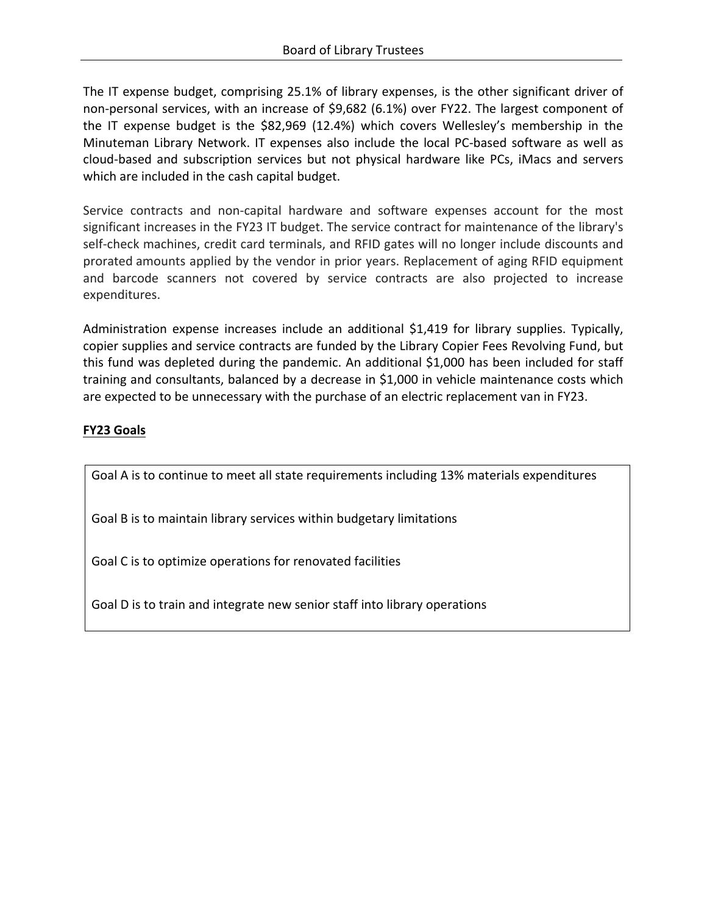The IT expense budget, comprising 25.1% of library expenses, is the other significant driver of non-personal services, with an increase of $9,682 (6.1%) over FY22. The largest component of the IT expense budget is the $82,969 (12.4%) which covers Wellesley's membership in the Minuteman Library Network. IT expenses also include the local PC-based software as well as cloud-based and subscription services but not physical hardware like PCs, iMacs and servers which are included in the cash capital budget.

Service contracts and non-capital hardware and software expenses account for the most significant increases in the FY23 IT budget. The service contract for maintenance of the library's self-check machines, credit card terminals, and RFID gates will no longer include discounts and prorated amounts applied by the vendor in prior years. Replacement of aging RFID equipment and barcode scanners not covered by service contracts are also projected to increase expenditures.

Administration expense increases include an additional $1,419 for library supplies. Typically, copier supplies and service contracts are funded by the Library Copier Fees Revolving Fund, but this fund was depleted during the pandemic. An additional $1,000 has been included for staff training and consultants, balanced by a decrease in $1,000 in vehicle maintenance costs which are expected to be unnecessary with the purchase of an electric replacement van in FY23.

**FY23 Goals**

Goal A is to continue to meet all state requirements including 13% materials expenditures

Goal B is to maintain library services within budgetary limitations

Goal C is to optimize operations for renovated facilities

Goal D is to train and integrate new senior staff into library operations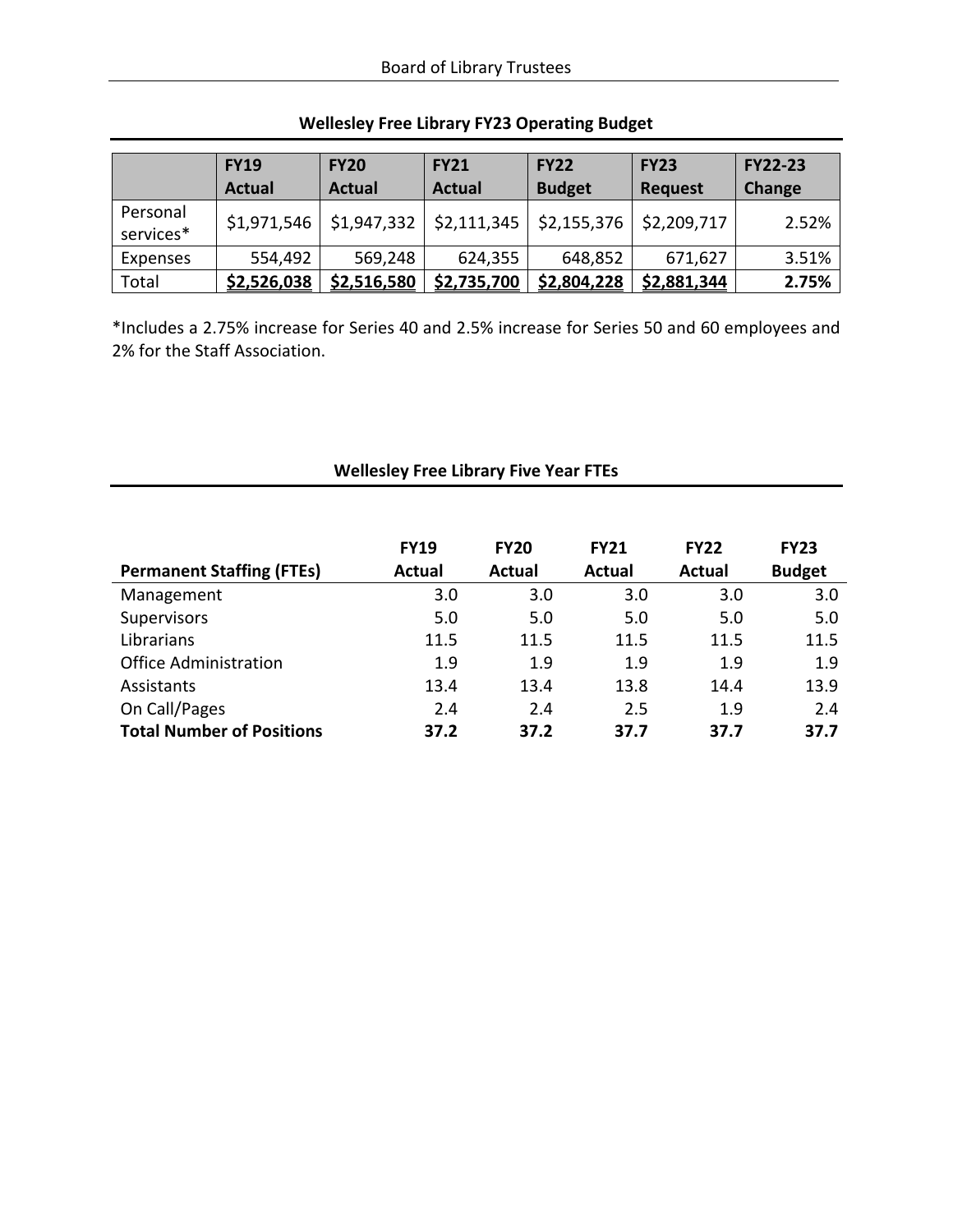## Wellesley Free Library FY23 Operating Budget

| | FY19 Actual | FY20 Actual | FY21 Actual | FY22 Budget | FY23 Request | FY22-23 Change |
|---|---|---|---|---|---|---|
| Personal services* | $1,971,546 | $1,947,332 | $2,111,345 | $2,155,376 | $2,209,717 | 2.52% |
| Expenses | 554,492 | 569,248 | 624,355 | 648,852 | 671,627 | 3.51% |
| Total | **$2,526,038** | **$2,516,580** | **$2,735,700** | **$2,804,228** | **$2,881,344** | **2.75%** |

*Includes a 2.75% increase for Series 40 and 2.5% increase for Series 50 and 60 employees and 2% for the Staff Association.

## Wellesley Free Library Five Year FTEs

| Permanent Staffing (FTEs) | FY19 Actual | FY20 Actual | FY21 Actual | FY22 Actual | FY23 Budget |
|---|---|---|---|---|---|
| Management | 3.0 | 3.0 | 3.0 | 3.0 | 3.0 |
| Supervisors | 5.0 | 5.0 | 5.0 | 5.0 | 5.0 |
| Librarians | 11.5 | 11.5 | 11.5 | 11.5 | 11.5 |
| Office Administration | 1.9 | 1.9 | 1.9 | 1.9 | 1.9 |
| Assistants | 13.4 | 13.4 | 13.8 | 14.4 | 13.9 |
| On Call/Pages | 2.4 | 2.4 | 2.5 | 1.9 | 2.4 |
| **Total Number of Positions** | **37.2** | **37.2** | **37.7** | **37.7** | **37.7** |